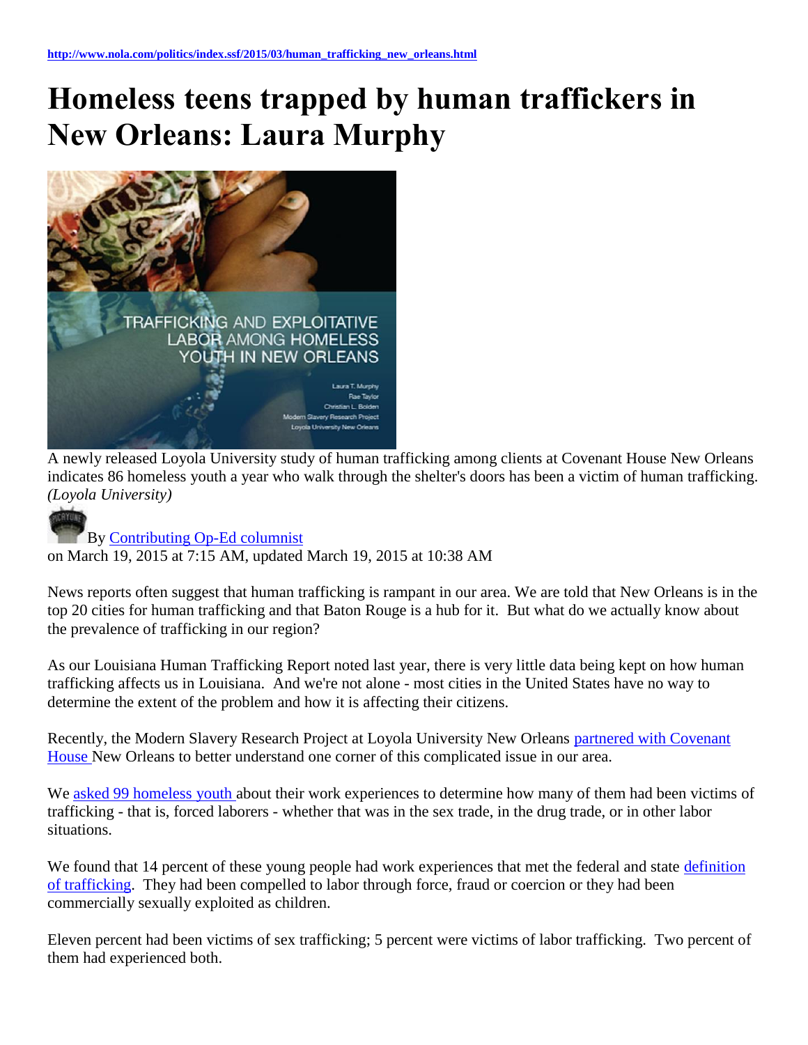http://www.nola.com/politics/index.ssf/2015/03/human_trafficking_new_orleans.html

# Homeless teens trapped by human traffickers in New Orleans: Laura Murphy

A newly released Loyola University study of human trafficking among clients at Covenant House New Orleans indicates 86 homeless youth a year who walk through the shelter's doors has been a victim of human trafficking. *(Loyola University)*

By Contributing Op-Ed columnist
on March 19, 2015 at 7:15 AM, updated March 19, 2015 at 10:38 AM

News reports often suggest that human trafficking is rampant in our area. We are told that New Orleans is in the top 20 cities for human trafficking and that Baton Rouge is a hub for it. But what do we actually know about the prevalence of trafficking in our region?

As our Louisiana Human Trafficking Report noted last year, there is very little data being kept on how human trafficking affects us in Louisiana. And we're not alone - most cities in the United States have no way to determine the extent of the problem and how it is affecting their citizens.

Recently, the Modern Slavery Research Project at Loyola University New Orleans partnered with Covenant House New Orleans to better understand one corner of this complicated issue in our area.

We asked 99 homeless youth about their work experiences to determine how many of them had been victims of trafficking - that is, forced laborers - whether that was in the sex trade, in the drug trade, or in other labor situations.

We found that 14 percent of these young people had work experiences that met the federal and state definition of trafficking. They had been compelled to labor through force, fraud or coercion or they had been commercially sexually exploited as children.

Eleven percent had been victims of sex trafficking; 5 percent were victims of labor trafficking. Two percent of them had experienced both.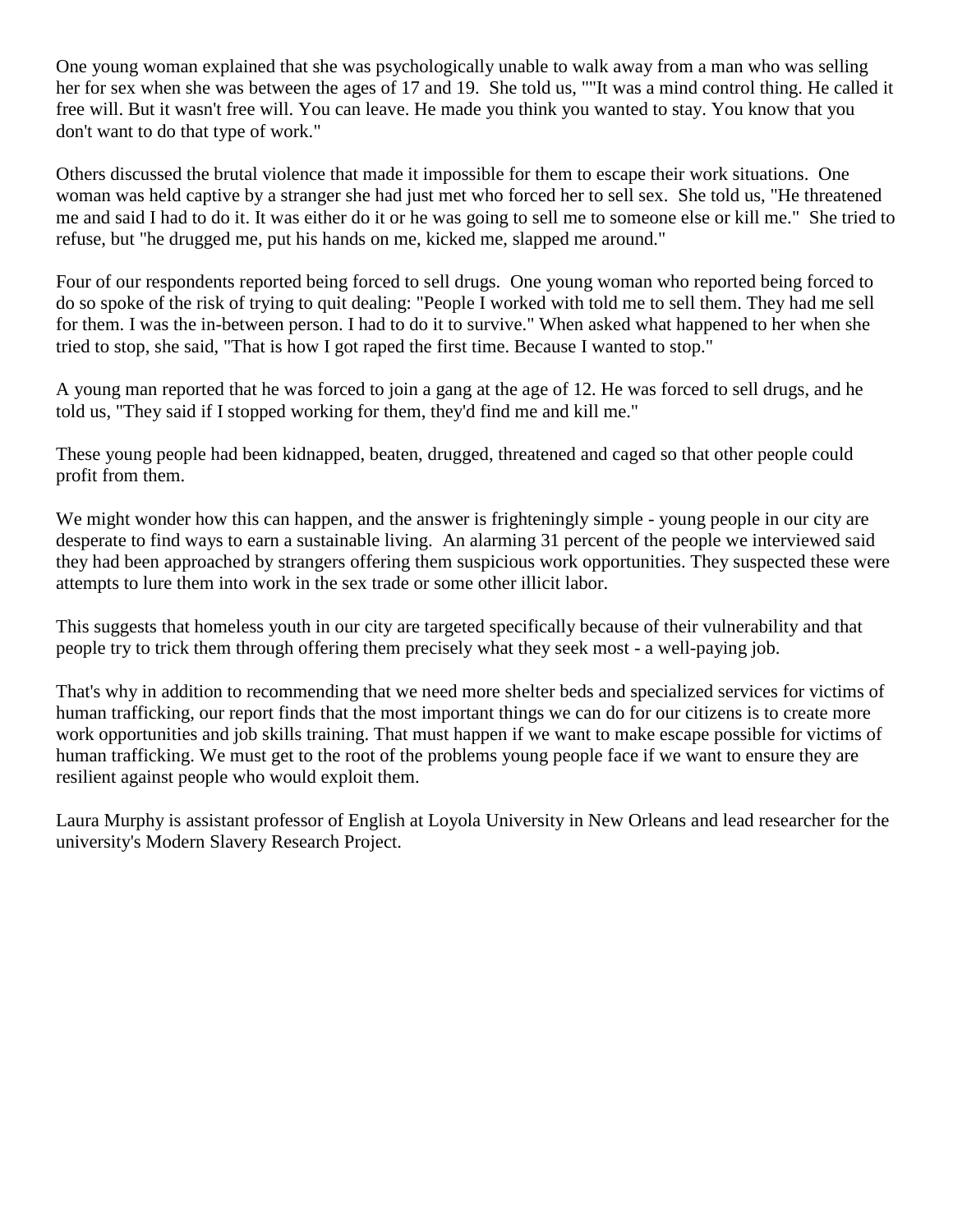One young woman explained that she was psychologically unable to walk away from a man who was selling her for sex when she was between the ages of 17 and 19. She told us, ""It was a mind control thing. He called it free will. But it wasn't free will. You can leave. He made you think you wanted to stay. You know that you don't want to do that type of work."

Others discussed the brutal violence that made it impossible for them to escape their work situations. One woman was held captive by a stranger she had just met who forced her to sell sex. She told us, "He threatened me and said I had to do it. It was either do it or he was going to sell me to someone else or kill me." She tried to refuse, but "he drugged me, put his hands on me, kicked me, slapped me around."

Four of our respondents reported being forced to sell drugs. One young woman who reported being forced to do so spoke of the risk of trying to quit dealing: "People I worked with told me to sell them. They had me sell for them. I was the in-between person. I had to do it to survive." When asked what happened to her when she tried to stop, she said, "That is how I got raped the first time. Because I wanted to stop."

A young man reported that he was forced to join a gang at the age of 12. He was forced to sell drugs, and he told us, "They said if I stopped working for them, they'd find me and kill me."

These young people had been kidnapped, beaten, drugged, threatened and caged so that other people could profit from them.

We might wonder how this can happen, and the answer is frighteningly simple - young people in our city are desperate to find ways to earn a sustainable living. An alarming 31 percent of the people we interviewed said they had been approached by strangers offering them suspicious work opportunities. They suspected these were attempts to lure them into work in the sex trade or some other illicit labor.

This suggests that homeless youth in our city are targeted specifically because of their vulnerability and that people try to trick them through offering them precisely what they seek most - a well-paying job.

That's why in addition to recommending that we need more shelter beds and specialized services for victims of human trafficking, our report finds that the most important things we can do for our citizens is to create more work opportunities and job skills training. That must happen if we want to make escape possible for victims of human trafficking. We must get to the root of the problems young people face if we want to ensure they are resilient against people who would exploit them.

Laura Murphy is assistant professor of English at Loyola University in New Orleans and lead researcher for the university's Modern Slavery Research Project.